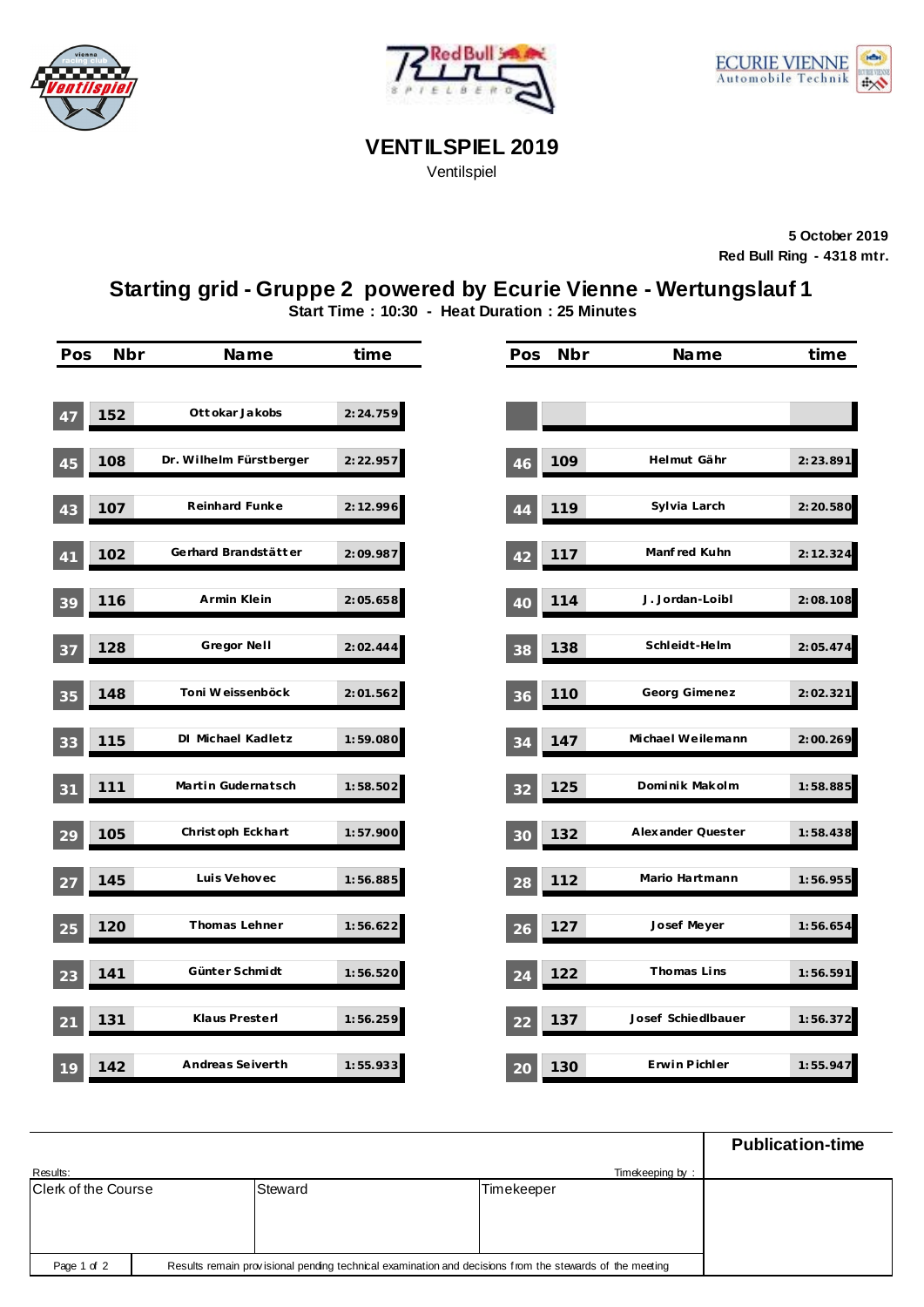# VENTILSPIEL 2019

Ventilspiel

5 October 2019
Red Bull Ring - 4318 mtr.

## Starting grid - Gruppe 2 powered by Ecurie Vienne - Wertungslauf 1

**Start Time : 10:30 - Heat Duration : 25 Minutes**

| Pos | Nbr | Name | time | Pos | Nbr | Name | time |
|---|---|---|---|---|---|---|---|
| 47 | 152 | Ottokar Jakobs | 2:24.759 | | | | |
| 45 | 108 | Dr. Wilhelm Fürstberger | 2:22.957 | 46 | 109 | Helmut Gähr | 2:23.891 |
| 43 | 107 | Reinhard Funke | 2:12.996 | 44 | 119 | Sylvia Larch | 2:20.580 |
| 41 | 102 | Gerhard Brandstätter | 2:09.987 | 42 | 117 | Manfred Kuhn | 2:12.324 |
| 39 | 116 | Armin Klein | 2:05.658 | 40 | 114 | J.Jordan-Loibl | 2:08.108 |
| 37 | 128 | Gregor Nell | 2:02.444 | 38 | 138 | Schleidt-Helm | 2:05.474 |
| 35 | 148 | Toni Weissenböck | 2:01.562 | 36 | 110 | Georg Gimenez | 2:02.321 |
| 33 | 115 | DI Michael Kadletz | 1:59.080 | 34 | 147 | Michael Weilemann | 2:00.269 |
| 31 | 111 | Martin Gudernatsch | 1:58.502 | 32 | 125 | Dominik Makolm | 1:58.885 |
| 29 | 105 | Christoph Eckhart | 1:57.900 | 30 | 132 | Alexander Quester | 1:58.438 |
| 27 | 145 | Luis Vehovec | 1:56.885 | 28 | 112 | Mario Hartmann | 1:56.955 |
| 25 | 120 | Thomas Lehner | 1:56.622 | 26 | 127 | Josef Meyer | 1:56.654 |
| 23 | 141 | Günter Schmidt | 1:56.520 | 24 | 122 | Thomas Lins | 1:56.591 |
| 21 | 131 | Klaus Presterl | 1:56.259 | 22 | 137 | Josef Schiedlbauer | 1:56.372 |
| 19 | 142 | Andreas Seiverth | 1:55.933 | 20 | 130 | Erwin Pichler | 1:55.947 |

**Publication-time**

Results: Timekeeping by :

| Clerk of the Course | Steward | Timekeeper |
|---|---|---|
| | | |

Results remain provisional pending technical examination and decisions from the stewards of the meeting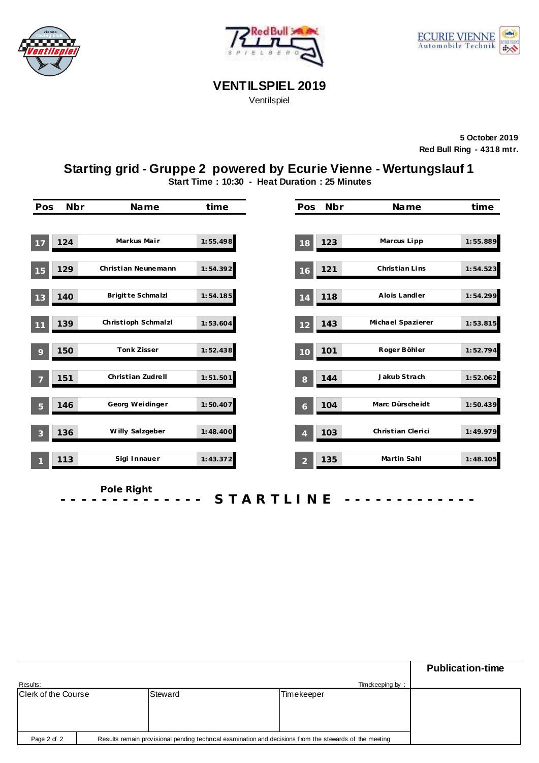# VENTILSPIEL 2019

Ventilspiel

**5 October 2019**
**Red Bull Ring - 4318 mtr.**

## Starting grid - Gruppe 2 powered by Ecurie Vienne - Wertungslauf 1

**Start Time : 10:30 - Heat Duration : 25 Minutes**

| Pos | Nbr | Name | time | Pos | Nbr | Name | time |
|---|---|---|---|---|---|---|---|
| 17 | 124 | Markus Mair | 1:55.498 | 18 | 123 | Marcus Lipp | 1:55.889 |
| 15 | 129 | Christian Neunemann | 1:54.392 | 16 | 121 | Christian Lins | 1:54.523 |
| 13 | 140 | Brigitte Schmalzl | 1:54.185 | 14 | 118 | Alois Landler | 1:54.299 |
| 11 | 139 | Christioph Schmalzl | 1:53.604 | 12 | 143 | Michael Spazierer | 1:53.815 |
| 9 | 150 | Tonk Zisser | 1:52.438 | 10 | 101 | Roger Böhler | 1:52.794 |
| 7 | 151 | Christian Zudrell | 1:51.501 | 8 | 144 | Jakub Strach | 1:52.062 |
| 5 | 146 | Georg Weidinger | 1:50.407 | 6 | 104 | Marc Dürscheidt | 1:50.439 |
| 3 | 136 | Willy Salzgeber | 1:48.400 | 4 | 103 | Christian Clerici | 1:49.979 |
| 1 | 113 | Sigi Innauer | 1:43.372 | 2 | 135 | Martin Sahl | 1:48.105 |

**Pole Right**

**- - - - - - - - - - - - - - S T A R T L I N E - - - - - - - - - - - - -**

| Results: | | Timekeeping by : | Publication-time |
|---|---|---|---|
| Clerk of the Course | Steward | Timekeeper | |

Results remain provisional pending technical examination and decisions from the stewards of the meeting